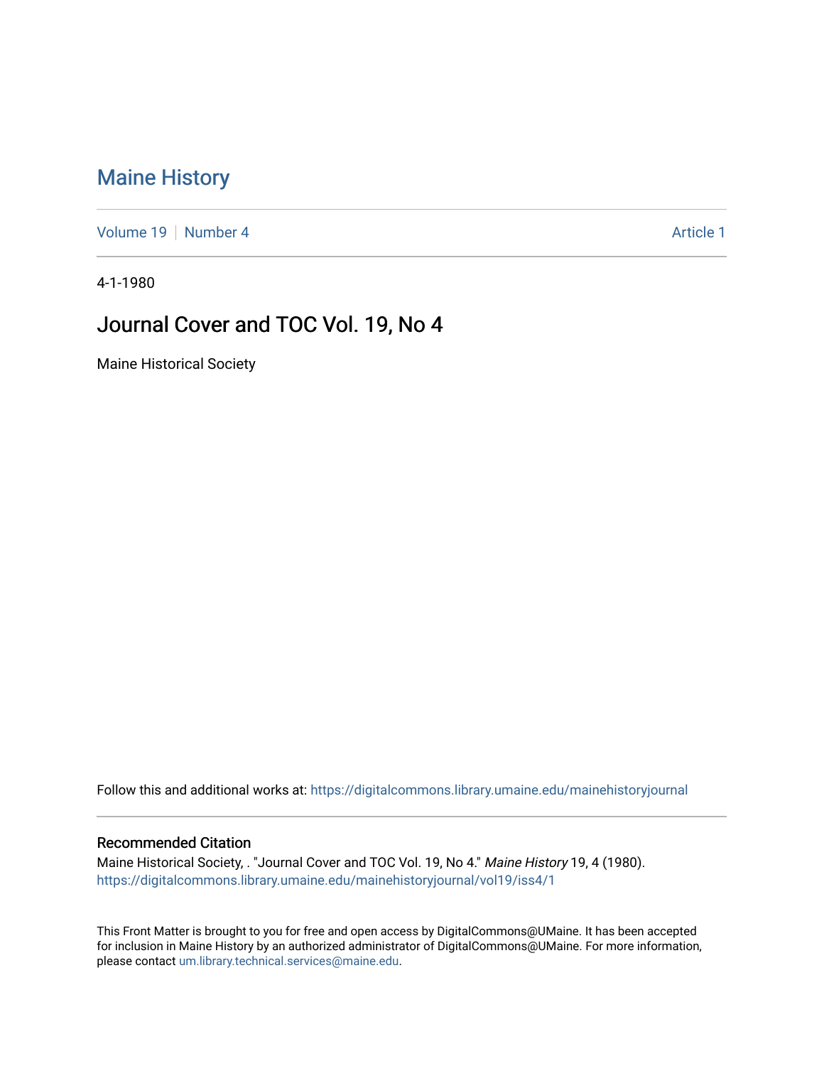# Maine History

Volume 19 | Number 4 Article 1

4-1-1980

## Journal Cover and TOC Vol. 19, No 4

Maine Historical Society

Follow this and additional works at: https://digitalcommons.library.umaine.edu/mainehistoryjournal

### Recommended Citation

Maine Historical Society, . "Journal Cover and TOC Vol. 19, No 4." *Maine History* 19, 4 (1980). https://digitalcommons.library.umaine.edu/mainehistoryjournal/vol19/iss4/1

This Front Matter is brought to you for free and open access by DigitalCommons@UMaine. It has been accepted for inclusion in Maine History by an authorized administrator of DigitalCommons@UMaine. For more information, please contact um.library.technical.services@maine.edu.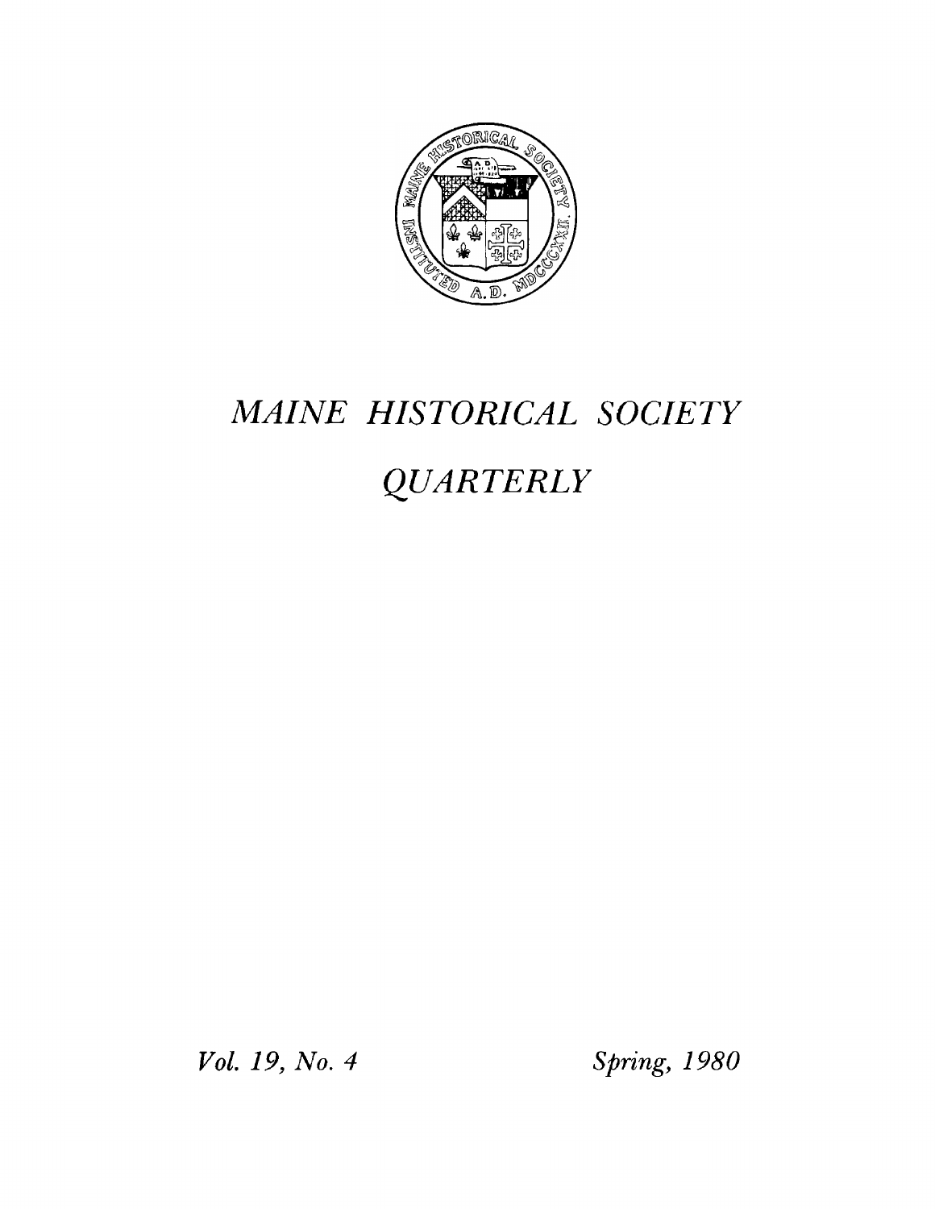# *MAINE HISTORICAL SOCIETY*

# *QUARTERLY*

*Vol. 19, No. 4* *Spring, 1980*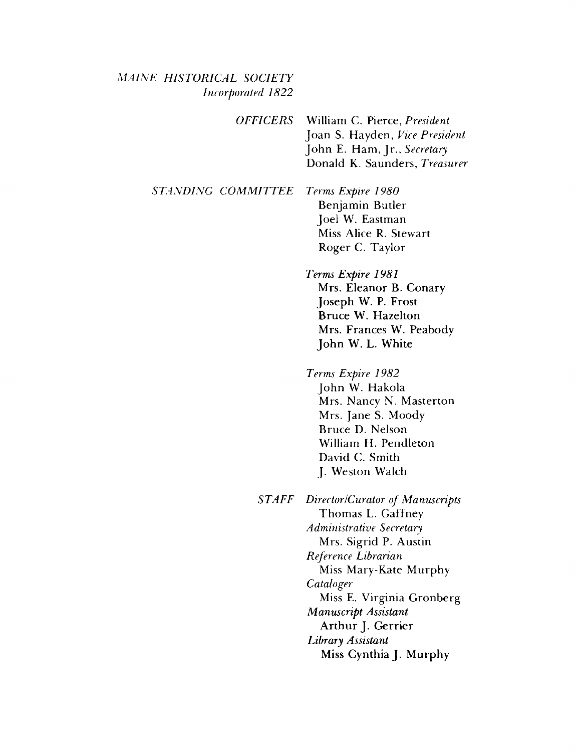*MAINE HISTORICAL SOCIETY*
*Incorporated 1822*

*OFFICERS*

William C. Pierce, *President*
Joan S. Hayden, *Vice President*
John E. Ham, Jr., *Secretary*
Donald K. Saunders, *Treasurer*

*STANDING COMMITTEE*

*Terms Expire 1980*

Benjamin Butler
Joel W. Eastman
Miss Alice R. Stewart
Roger C. Taylor

*Terms Expire 1981*

Mrs. Eleanor B. Conary
Joseph W. P. Frost
Bruce W. Hazelton
Mrs. Frances W. Peabody
John W. L. White

*Terms Expire 1982*

John W. Hakola
Mrs. Nancy N. Masterton
Mrs. Jane S. Moody
Bruce D. Nelson
William H. Pendleton
David C. Smith
J. Weston Walch

*STAFF*

*Director/Curator of Manuscripts*
Thomas L. Gaffney
*Administrative Secretary*
Mrs. Sigrid P. Austin
*Reference Librarian*
Miss Mary-Kate Murphy
*Cataloger*
Miss E. Virginia Gronberg
*Manuscript Assistant*
Arthur J. Gerrier
*Library Assistant*
Miss Cynthia J. Murphy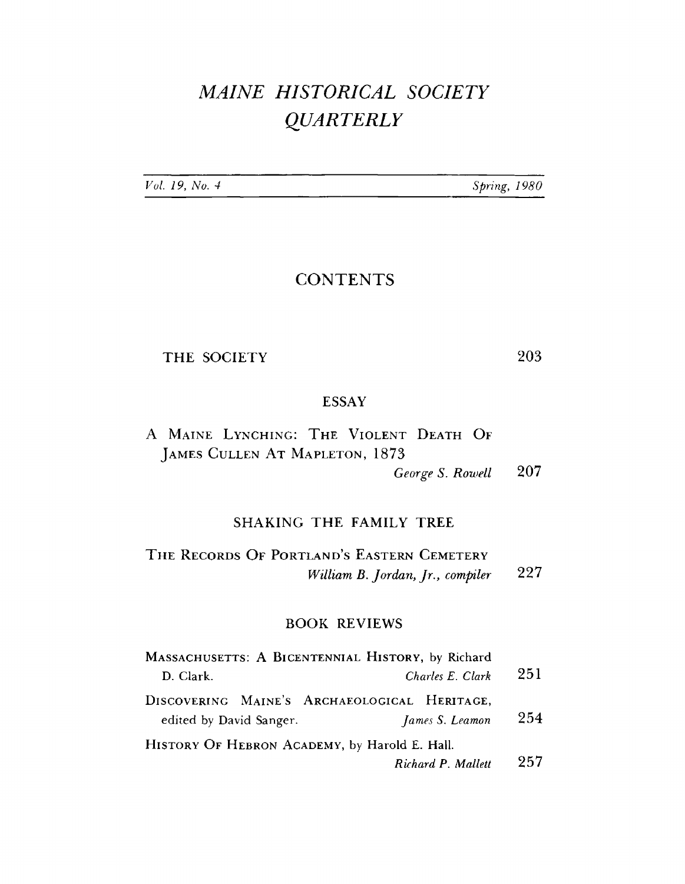# *MAINE HISTORICAL SOCIETY QUARTERLY*

*Vol. 19, No. 4* | *Spring, 1980*

## CONTENTS

THE SOCIETY 203

### ESSAY

A MAINE LYNCHING: THE VIOLENT DEATH OF JAMES CULLEN AT MAPLETON, 1873
*George S. Rowell* 207

### SHAKING THE FAMILY TREE

THE RECORDS OF PORTLAND'S EASTERN CEMETERY
*William B. Jordan, Jr., compiler* 227

### BOOK REVIEWS

MASSACHUSETTS: A BICENTENNIAL HISTORY, by Richard D. Clark.
*Charles E. Clark* 251

DISCOVERING MAINE'S ARCHAEOLOGICAL HERITAGE, edited by David Sanger.
*James S. Leamon* 254

HISTORY OF HEBRON ACADEMY, by Harold E. Hall.
*Richard P. Mallett* 257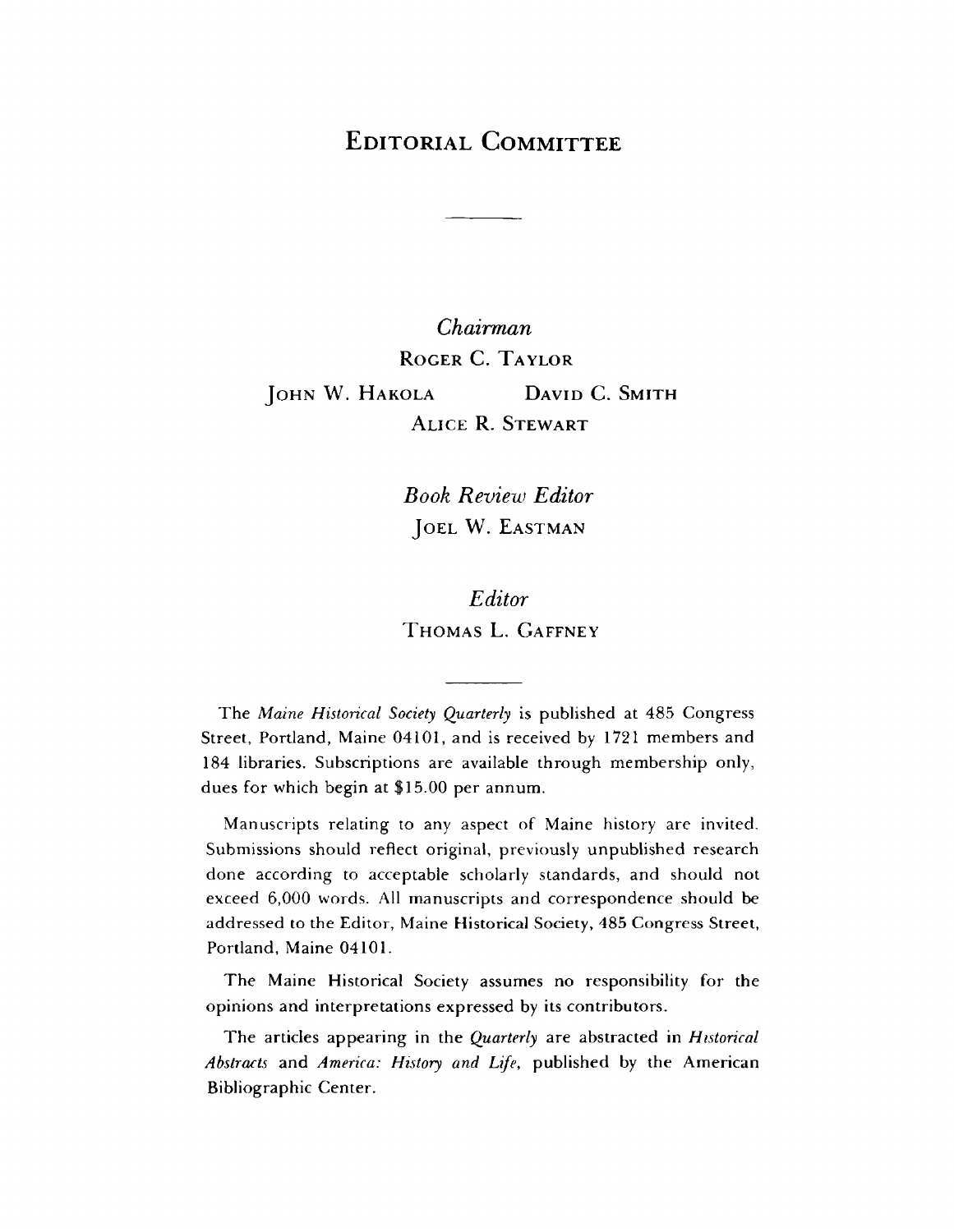# Editorial Committee

---

*Chairman*

Roger C. Taylor

John W. Hakola    David C. Smith

Alice R. Stewart

*Book Review Editor*

Joel W. Eastman

*Editor*

Thomas L. Gaffney

---

The *Maine Historical Society Quarterly* is published at 485 Congress Street, Portland, Maine 04101, and is received by 1721 members and 184 libraries. Subscriptions are available through membership only, dues for which begin at $15.00 per annum.

Manuscripts relating to any aspect of Maine history are invited. Submissions should reflect original, previously unpublished research done according to acceptable scholarly standards, and should not exceed 6,000 words. All manuscripts and correspondence should be addressed to the Editor, Maine Historical Society, 485 Congress Street, Portland, Maine 04101.

The Maine Historical Society assumes no responsibility for the opinions and interpretations expressed by its contributors.

The articles appearing in the *Quarterly* are abstracted in *Historical Abstracts* and *America: History and Life*, published by the American Bibliographic Center.